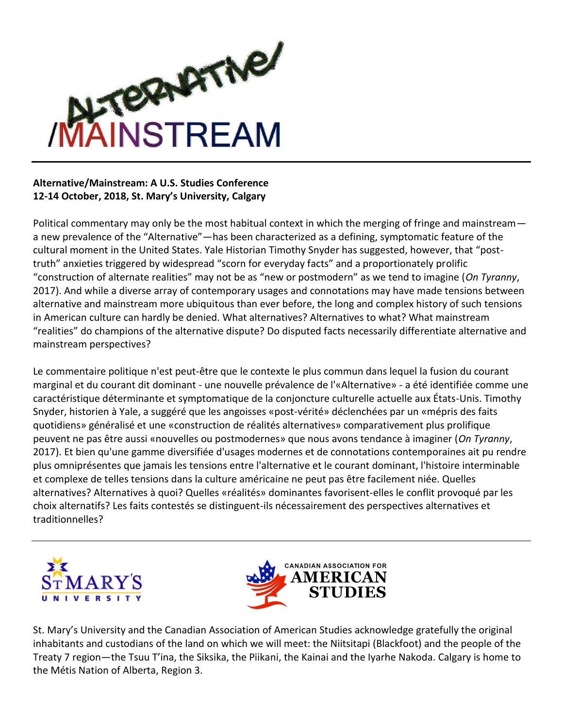ALTERNATIVE/
/MAINSTREAM

**Alternative/Mainstream: A U.S. Studies Conference**
**12-14 October, 2018, St. Mary's University, Calgary**

Political commentary may only be the most habitual context in which the merging of fringe and mainstream—a new prevalence of the "Alternative"—has been characterized as a defining, symptomatic feature of the cultural moment in the United States. Yale Historian Timothy Snyder has suggested, however, that "post-truth" anxieties triggered by widespread "scorn for everyday facts" and a proportionately prolific "construction of alternate realities" may not be as "new or postmodern" as we tend to imagine (*On Tyranny*, 2017). And while a diverse array of contemporary usages and connotations may have made tensions between alternative and mainstream more ubiquitous than ever before, the long and complex history of such tensions in American culture can hardly be denied. What alternatives? Alternatives to what? What mainstream "realities" do champions of the alternative dispute? Do disputed facts necessarily differentiate alternative and mainstream perspectives?

Le commentaire politique n'est peut-être que le contexte le plus commun dans lequel la fusion du courant marginal et du courant dit dominant - une nouvelle prévalence de l'«Alternative» - a été identifiée comme une caractéristique déterminante et symptomatique de la conjoncture culturelle actuelle aux États-Unis. Timothy Snyder, historien à Yale, a suggéré que les angoisses «post-vérité» déclenchées par un «mépris des faits quotidiens» généralisé et une «construction de réalités alternatives» comparativement plus prolifique peuvent ne pas être aussi «nouvelles ou postmodernes» que nous avons tendance à imaginer (*On Tyranny*, 2017). Et bien qu'une gamme diversifiée d'usages modernes et de connotations contemporaines ait pu rendre plus omniprésentes que jamais les tensions entre l'alternative et le courant dominant, l'histoire interminable et complexe de telles tensions dans la culture américaine ne peut pas être facilement niée. Quelles alternatives? Alternatives à quoi? Quelles «réalités» dominantes favorisent-elles le conflit provoqué par les choix alternatifs? Les faits contestés se distinguent-ils nécessairement des perspectives alternatives et traditionnelles?

---

ST MARY'S UNIVERSITY

CANADIAN ASSOCIATION FOR AMERICAN STUDIES

St. Mary's University and the Canadian Association of American Studies acknowledge gratefully the original inhabitants and custodians of the land on which we will meet: the Niitsitapi (Blackfoot) and the people of the Treaty 7 region—the Tsuu T'ina, the Siksika, the Piikani, the Kainai and the Iyarhe Nakoda. Calgary is home to the Métis Nation of Alberta, Region 3.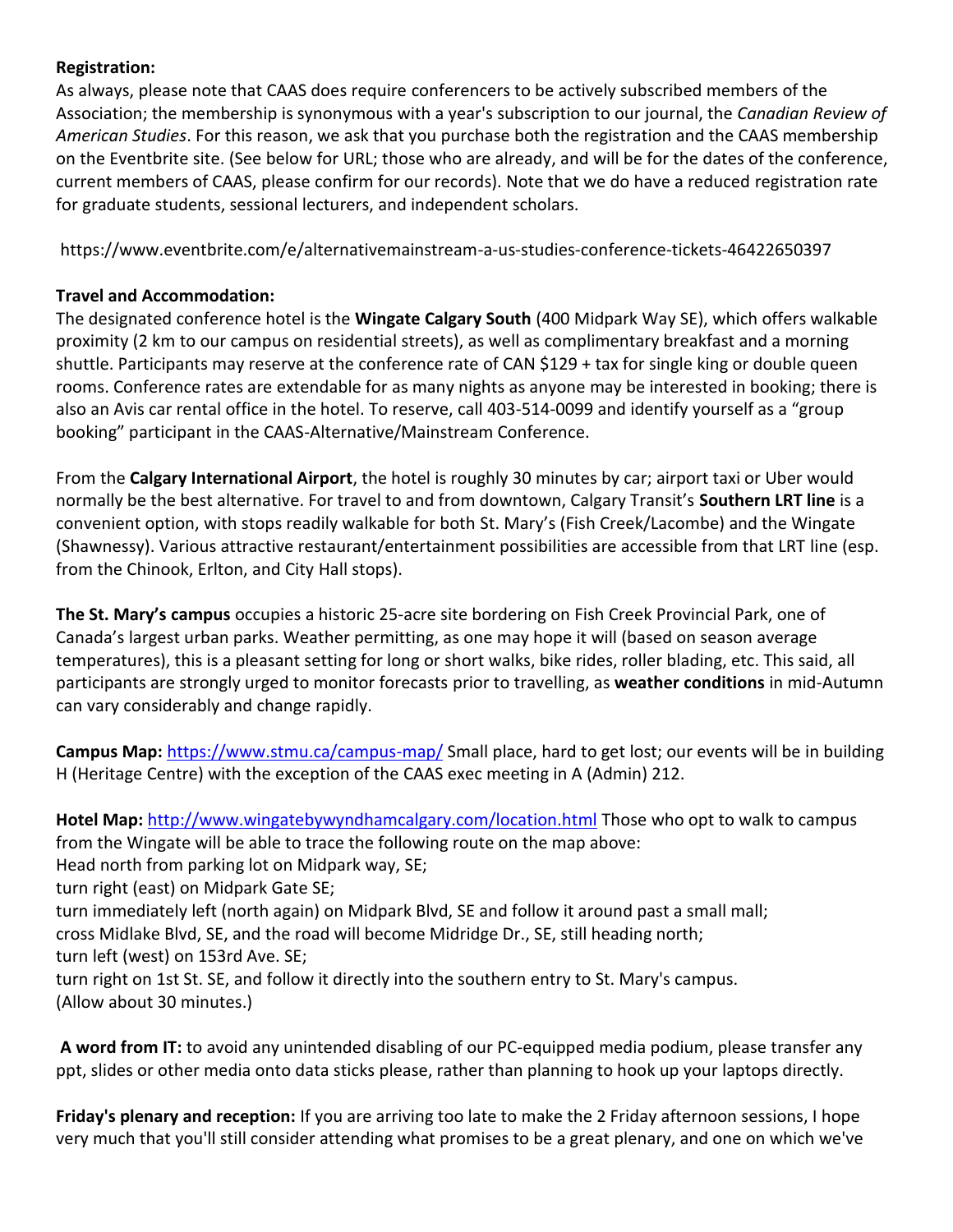**Registration:**
As always, please note that CAAS does require conferencers to be actively subscribed members of the Association; the membership is synonymous with a year's subscription to our journal, the *Canadian Review of American Studies*. For this reason, we ask that you purchase both the registration and the CAAS membership on the Eventbrite site. (See below for URL; those who are already, and will be for the dates of the conference, current members of CAAS, please confirm for our records). Note that we do have a reduced registration rate for graduate students, sessional lecturers, and independent scholars.

https://www.eventbrite.com/e/alternativemainstream-a-us-studies-conference-tickets-46422650397

**Travel and Accommodation:**
The designated conference hotel is the **Wingate Calgary South** (400 Midpark Way SE), which offers walkable proximity (2 km to our campus on residential streets), as well as complimentary breakfast and a morning shuttle. Participants may reserve at the conference rate of CAN $129 + tax for single king or double queen rooms. Conference rates are extendable for as many nights as anyone may be interested in booking; there is also an Avis car rental office in the hotel. To reserve, call 403-514-0099 and identify yourself as a "group booking" participant in the CAAS-Alternative/Mainstream Conference.

From the **Calgary International Airport**, the hotel is roughly 30 minutes by car; airport taxi or Uber would normally be the best alternative. For travel to and from downtown, Calgary Transit's **Southern LRT line** is a convenient option, with stops readily walkable for both St. Mary's (Fish Creek/Lacombe) and the Wingate (Shawnessy). Various attractive restaurant/entertainment possibilities are accessible from that LRT line (esp. from the Chinook, Erlton, and City Hall stops).

**The St. Mary's campus** occupies a historic 25-acre site bordering on Fish Creek Provincial Park, one of Canada's largest urban parks. Weather permitting, as one may hope it will (based on season average temperatures), this is a pleasant setting for long or short walks, bike rides, roller blading, etc. This said, all participants are strongly urged to monitor forecasts prior to travelling, as **weather conditions** in mid-Autumn can vary considerably and change rapidly.

**Campus Map:** https://www.stmu.ca/campus-map/ Small place, hard to get lost; our events will be in building H (Heritage Centre) with the exception of the CAAS exec meeting in A (Admin) 212.

**Hotel Map:** http://www.wingatebywyndhamcalgary.com/location.html Those who opt to walk to campus from the Wingate will be able to trace the following route on the map above:
Head north from parking lot on Midpark way, SE;
turn right (east) on Midpark Gate SE;
turn immediately left (north again) on Midpark Blvd, SE and follow it around past a small mall;
cross Midlake Blvd, SE, and the road will become Midridge Dr., SE, still heading north;
turn left (west) on 153rd Ave. SE;
turn right on 1st St. SE, and follow it directly into the southern entry to St. Mary's campus.
(Allow about 30 minutes.)

**A word from IT:** to avoid any unintended disabling of our PC-equipped media podium, please transfer any ppt, slides or other media onto data sticks please, rather than planning to hook up your laptops directly.

**Friday's plenary and reception:** If you are arriving too late to make the 2 Friday afternoon sessions, I hope very much that you'll still consider attending what promises to be a great plenary, and one on which we've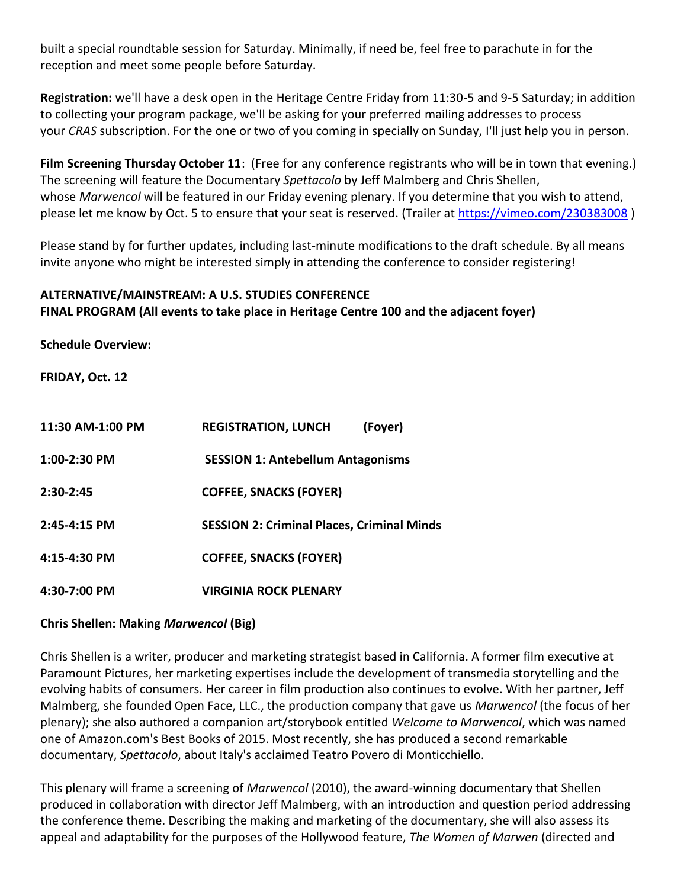built a special roundtable session for Saturday. Minimally, if need be, feel free to parachute in for the reception and meet some people before Saturday.

**Registration:** we'll have a desk open in the Heritage Centre Friday from 11:30-5 and 9-5 Saturday; in addition to collecting your program package, we'll be asking for your preferred mailing addresses to process your *CRAS* subscription. For the one or two of you coming in specially on Sunday, I'll just help you in person.

**Film Screening Thursday October 11**: (Free for any conference registrants who will be in town that evening.) The screening will feature the Documentary *Spettacolo* by Jeff Malmberg and Chris Shellen, whose *Marwencol* will be featured in our Friday evening plenary. If you determine that you wish to attend, please let me know by Oct. 5 to ensure that your seat is reserved. (Trailer at https://vimeo.com/230383008 )

Please stand by for further updates, including last-minute modifications to the draft schedule. By all means invite anyone who might be interested simply in attending the conference to consider registering!

**ALTERNATIVE/MAINSTREAM: A U.S. STUDIES CONFERENCE**
**FINAL PROGRAM (All events to take place in Heritage Centre 100 and the adjacent foyer)**

**Schedule Overview:**

**FRIDAY, Oct. 12**

| | |
|---|---|
| **11:30 AM-1:00 PM** | **REGISTRATION, LUNCH (Foyer)** |
| **1:00-2:30 PM** | **SESSION 1: Antebellum Antagonisms** |
| **2:30-2:45** | **COFFEE, SNACKS (FOYER)** |
| **2:45-4:15 PM** | **SESSION 2: Criminal Places, Criminal Minds** |
| **4:15-4:30 PM** | **COFFEE, SNACKS (FOYER)** |
| **4:30-7:00 PM** | **VIRGINIA ROCK PLENARY** |

**Chris Shellen: Making *Marwencol* (Big)**

Chris Shellen is a writer, producer and marketing strategist based in California. A former film executive at Paramount Pictures, her marketing expertises include the development of transmedia storytelling and the evolving habits of consumers. Her career in film production also continues to evolve. With her partner, Jeff Malmberg, she founded Open Face, LLC., the production company that gave us *Marwencol* (the focus of her plenary); she also authored a companion art/storybook entitled *Welcome to Marwencol*, which was named one of Amazon.com's Best Books of 2015. Most recently, she has produced a second remarkable documentary, *Spettacolo*, about Italy's acclaimed Teatro Povero di Monticchiello.

This plenary will frame a screening of *Marwencol* (2010), the award-winning documentary that Shellen produced in collaboration with director Jeff Malmberg, with an introduction and question period addressing the conference theme. Describing the making and marketing of the documentary, she will also assess its appeal and adaptability for the purposes of the Hollywood feature, *The Women of Marwen* (directed and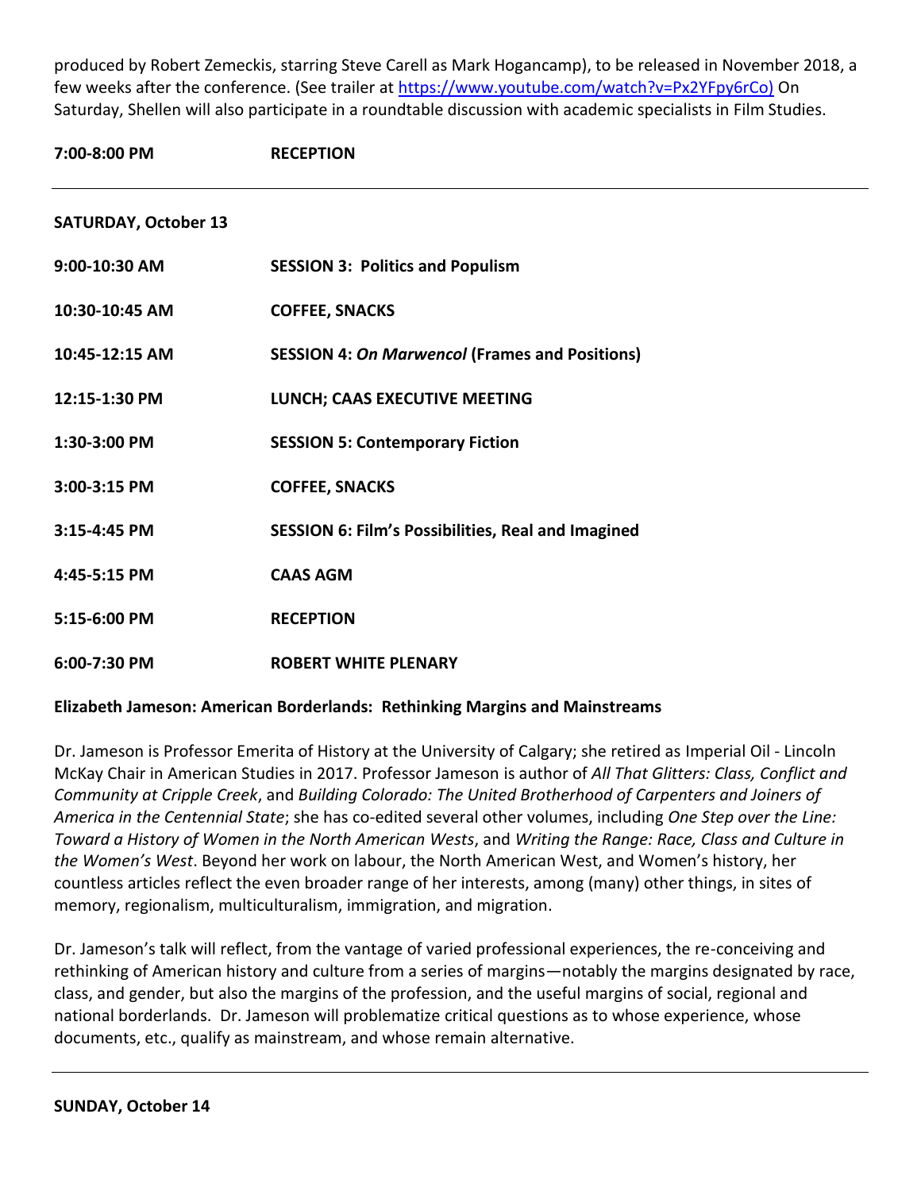produced by Robert Zemeckis, starring Steve Carell as Mark Hogancamp), to be released in November 2018, a few weeks after the conference. (See trailer at https://www.youtube.com/watch?v=Px2YFpy6rCo) On Saturday, Shellen will also participate in a roundtable discussion with academic specialists in Film Studies.

| | |
|---|---|
| **7:00-8:00 PM** | **RECEPTION** |

---

**SATURDAY, October 13**

| | |
|---|---|
| **9:00-10:30 AM** | **SESSION 3: Politics and Populism** |
| **10:30-10:45 AM** | **COFFEE, SNACKS** |
| **10:45-12:15 AM** | **SESSION 4: *On Marwencol* (Frames and Positions)** |
| **12:15-1:30 PM** | **LUNCH; CAAS EXECUTIVE MEETING** |
| **1:30-3:00 PM** | **SESSION 5: Contemporary Fiction** |
| **3:00-3:15 PM** | **COFFEE, SNACKS** |
| **3:15-4:45 PM** | **SESSION 6: Film's Possibilities, Real and Imagined** |
| **4:45-5:15 PM** | **CAAS AGM** |
| **5:15-6:00 PM** | **RECEPTION** |
| **6:00-7:30 PM** | **ROBERT WHITE PLENARY** |

**Elizabeth Jameson: American Borderlands: Rethinking Margins and Mainstreams**

Dr. Jameson is Professor Emerita of History at the University of Calgary; she retired as Imperial Oil - Lincoln McKay Chair in American Studies in 2017. Professor Jameson is author of *All That Glitters: Class, Conflict and Community at Cripple Creek*, and *Building Colorado: The United Brotherhood of Carpenters and Joiners of America in the Centennial State*; she has co-edited several other volumes, including *One Step over the Line: Toward a History of Women in the North American Wests*, and *Writing the Range: Race, Class and Culture in the Women's West*. Beyond her work on labour, the North American West, and Women's history, her countless articles reflect the even broader range of her interests, among (many) other things, in sites of memory, regionalism, multiculturalism, immigration, and migration.

Dr. Jameson's talk will reflect, from the vantage of varied professional experiences, the re-conceiving and rethinking of American history and culture from a series of margins—notably the margins designated by race, class, and gender, but also the margins of the profession, and the useful margins of social, regional and national borderlands. Dr. Jameson will problematize critical questions as to whose experience, whose documents, etc., qualify as mainstream, and whose remain alternative.

---

**SUNDAY, October 14**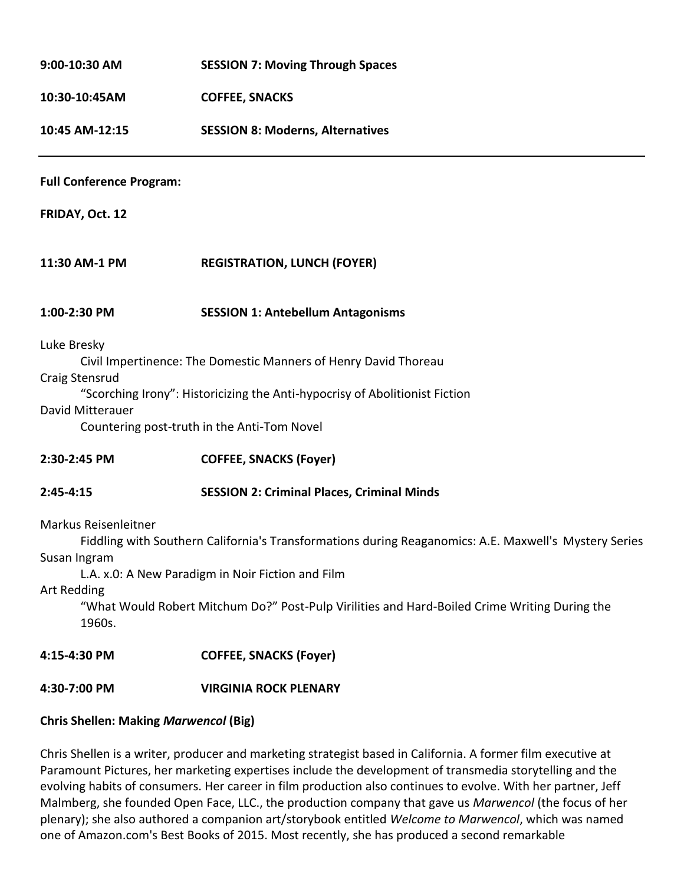**9:00-10:30 AM** **SESSION 7: Moving Through Spaces**

**10:30-10:45AM** **COFFEE, SNACKS**

**10:45 AM-12:15** **SESSION 8: Moderns, Alternatives**

---

**Full Conference Program:**

**FRIDAY, Oct. 12**

**11:30 AM-1 PM** **REGISTRATION, LUNCH (FOYER)**

**1:00-2:30 PM** **SESSION 1: Antebellum Antagonisms**

Luke Bresky
  Civil Impertinence: The Domestic Manners of Henry David Thoreau
Craig Stensrud
  "Scorching Irony": Historicizing the Anti-hypocrisy of Abolitionist Fiction
David Mitterauer
  Countering post-truth in the Anti-Tom Novel

**2:30-2:45 PM** **COFFEE, SNACKS (Foyer)**

**2:45-4:15** **SESSION 2: Criminal Places, Criminal Minds**

Markus Reisenleitner
  Fiddling with Southern California's Transformations during Reaganomics: A.E. Maxwell's Mystery Series
Susan Ingram
  L.A. x.0: A New Paradigm in Noir Fiction and Film
Art Redding
  "What Would Robert Mitchum Do?" Post-Pulp Virilities and Hard-Boiled Crime Writing During the 1960s.

**4:15-4:30 PM** **COFFEE, SNACKS (Foyer)**

**4:30-7:00 PM** **VIRGINIA ROCK PLENARY**

**Chris Shellen: Making *Marwencol* (Big)**

Chris Shellen is a writer, producer and marketing strategist based in California. A former film executive at Paramount Pictures, her marketing expertises include the development of transmedia storytelling and the evolving habits of consumers. Her career in film production also continues to evolve. With her partner, Jeff Malmberg, she founded Open Face, LLC., the production company that gave us *Marwencol* (the focus of her plenary); she also authored a companion art/storybook entitled *Welcome to Marwencol*, which was named one of Amazon.com's Best Books of 2015. Most recently, she has produced a second remarkable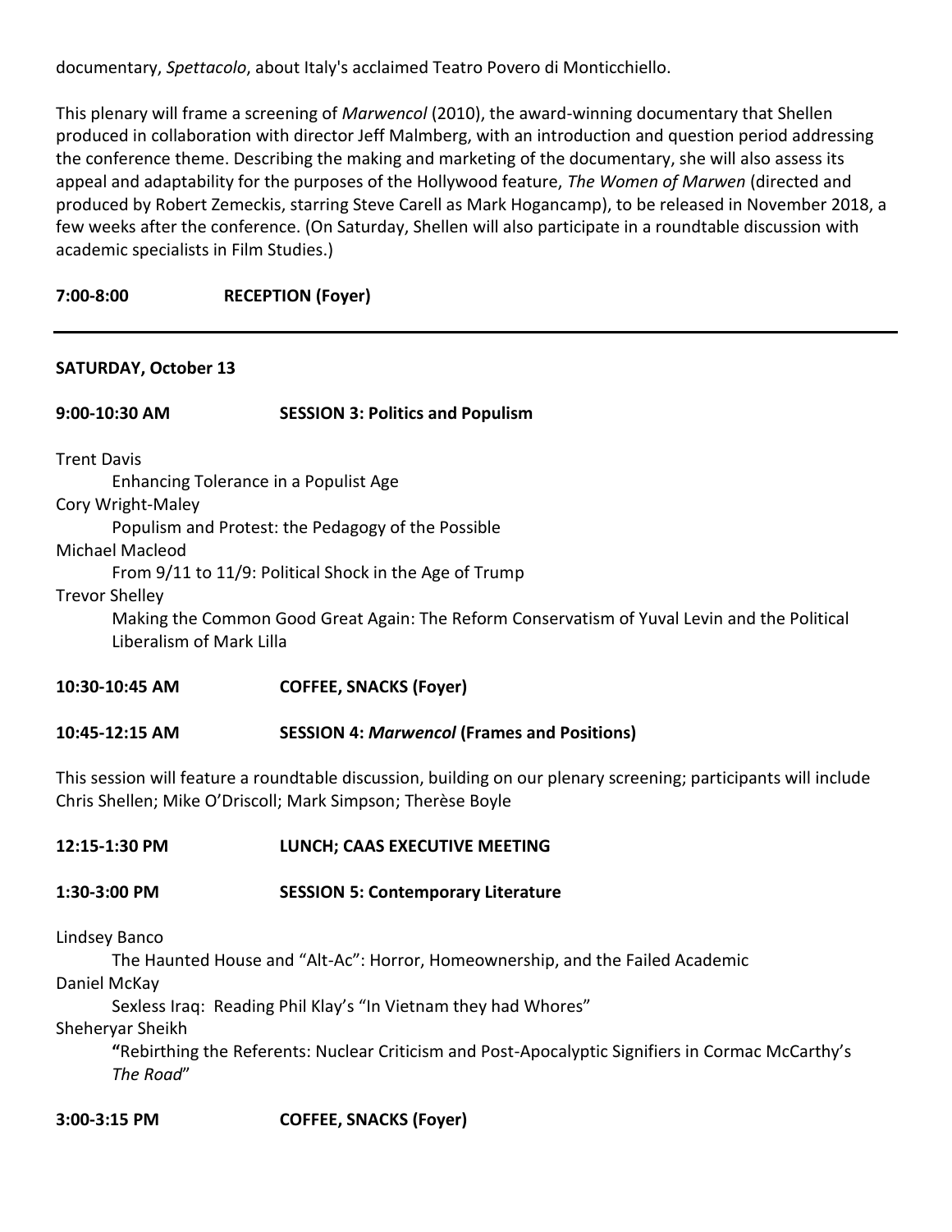documentary, *Spettacolo*, about Italy's acclaimed Teatro Povero di Monticchiello.

This plenary will frame a screening of *Marwencol* (2010), the award-winning documentary that Shellen produced in collaboration with director Jeff Malmberg, with an introduction and question period addressing the conference theme. Describing the making and marketing of the documentary, she will also assess its appeal and adaptability for the purposes of the Hollywood feature, *The Women of Marwen* (directed and produced by Robert Zemeckis, starring Steve Carell as Mark Hogancamp), to be released in November 2018, a few weeks after the conference. (On Saturday, Shellen will also participate in a roundtable discussion with academic specialists in Film Studies.)

**7:00-8:00 RECEPTION (Foyer)**

---

**SATURDAY, October 13**

**9:00-10:30 AM SESSION 3: Politics and Populism**

Trent Davis
    Enhancing Tolerance in a Populist Age
Cory Wright-Maley
    Populism and Protest: the Pedagogy of the Possible
Michael Macleod
    From 9/11 to 11/9: Political Shock in the Age of Trump
Trevor Shelley
    Making the Common Good Great Again: The Reform Conservatism of Yuval Levin and the Political Liberalism of Mark Lilla

**10:30-10:45 AM COFFEE, SNACKS (Foyer)**

**10:45-12:15 AM SESSION 4: *Marwencol* (Frames and Positions)**

This session will feature a roundtable discussion, building on our plenary screening; participants will include Chris Shellen; Mike O'Driscoll; Mark Simpson; Therèse Boyle

**12:15-1:30 PM LUNCH; CAAS EXECUTIVE MEETING**

**1:30-3:00 PM SESSION 5: Contemporary Literature**

Lindsey Banco
    The Haunted House and "Alt-Ac": Horror, Homeownership, and the Failed Academic
Daniel McKay
    Sexless Iraq: Reading Phil Klay's "In Vietnam they had Whores"
Sheheryar Sheikh
    "Rebirthing the Referents: Nuclear Criticism and Post-Apocalyptic Signifiers in Cormac McCarthy's *The Road*"

**3:00-3:15 PM COFFEE, SNACKS (Foyer)**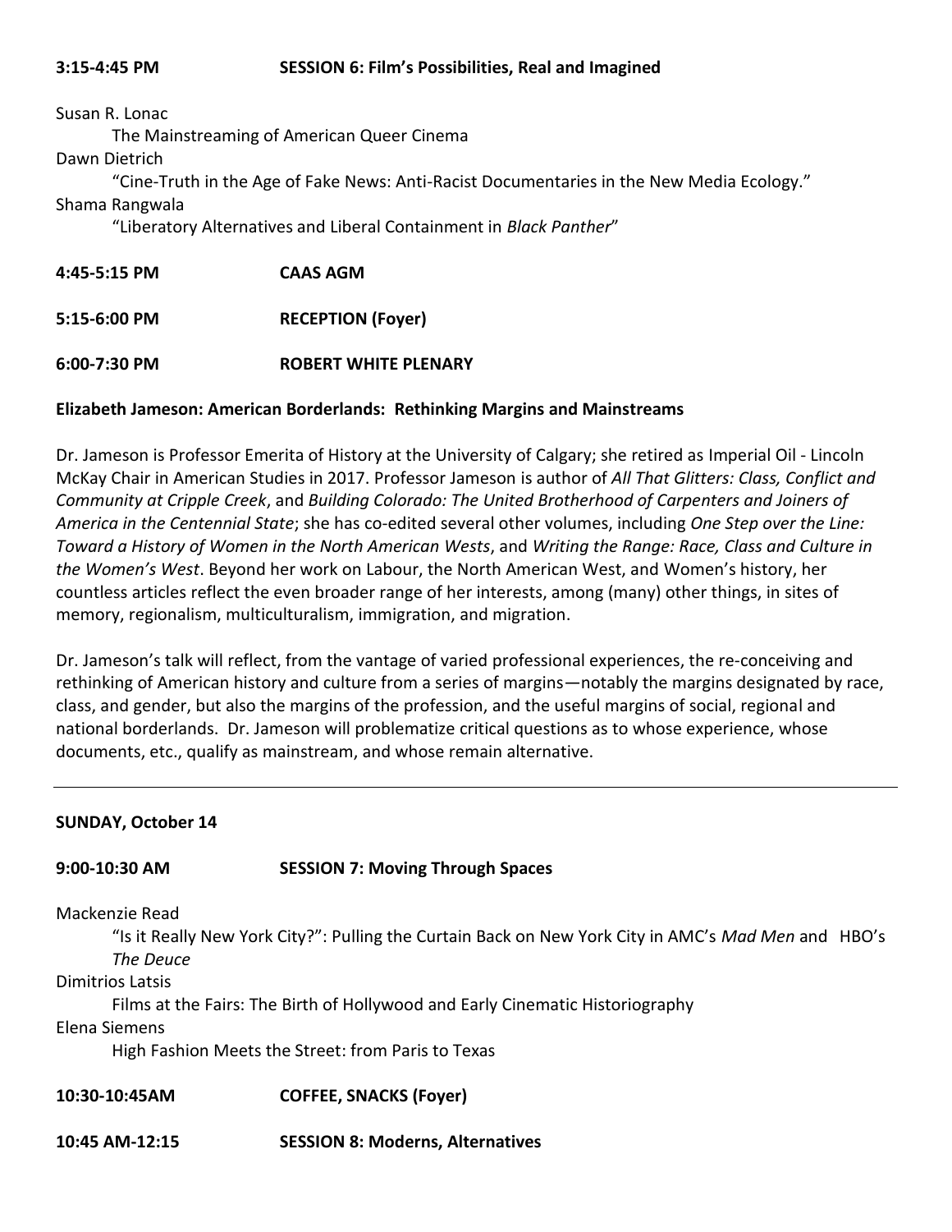**3:15-4:45 PM** **SESSION 6: Film's Possibilities, Real and Imagined**

Susan R. Lonac
    The Mainstreaming of American Queer Cinema
Dawn Dietrich
    "Cine-Truth in the Age of Fake News: Anti-Racist Documentaries in the New Media Ecology."
Shama Rangwala
    "Liberatory Alternatives and Liberal Containment in *Black Panther*"

**4:45-5:15 PM** **CAAS AGM**

**5:15-6:00 PM** **RECEPTION (Foyer)**

**6:00-7:30 PM** **ROBERT WHITE PLENARY**

**Elizabeth Jameson: American Borderlands: Rethinking Margins and Mainstreams**

Dr. Jameson is Professor Emerita of History at the University of Calgary; she retired as Imperial Oil - Lincoln McKay Chair in American Studies in 2017. Professor Jameson is author of *All That Glitters: Class, Conflict and Community at Cripple Creek*, and *Building Colorado: The United Brotherhood of Carpenters and Joiners of America in the Centennial State*; she has co-edited several other volumes, including *One Step over the Line: Toward a History of Women in the North American Wests*, and *Writing the Range: Race, Class and Culture in the Women's West*. Beyond her work on Labour, the North American West, and Women's history, her countless articles reflect the even broader range of her interests, among (many) other things, in sites of memory, regionalism, multiculturalism, immigration, and migration.

Dr. Jameson's talk will reflect, from the vantage of varied professional experiences, the re-conceiving and rethinking of American history and culture from a series of margins—notably the margins designated by race, class, and gender, but also the margins of the profession, and the useful margins of social, regional and national borderlands. Dr. Jameson will problematize critical questions as to whose experience, whose documents, etc., qualify as mainstream, and whose remain alternative.

---

**SUNDAY, October 14**

**9:00-10:30 AM** **SESSION 7: Moving Through Spaces**

Mackenzie Read
    "Is it Really New York City?": Pulling the Curtain Back on New York City in AMC's *Mad Men* and HBO's *The Deuce*
Dimitrios Latsis
    Films at the Fairs: The Birth of Hollywood and Early Cinematic Historiography
Elena Siemens
    High Fashion Meets the Street: from Paris to Texas

**10:30-10:45AM** **COFFEE, SNACKS (Foyer)**

**10:45 AM-12:15** **SESSION 8: Moderns, Alternatives**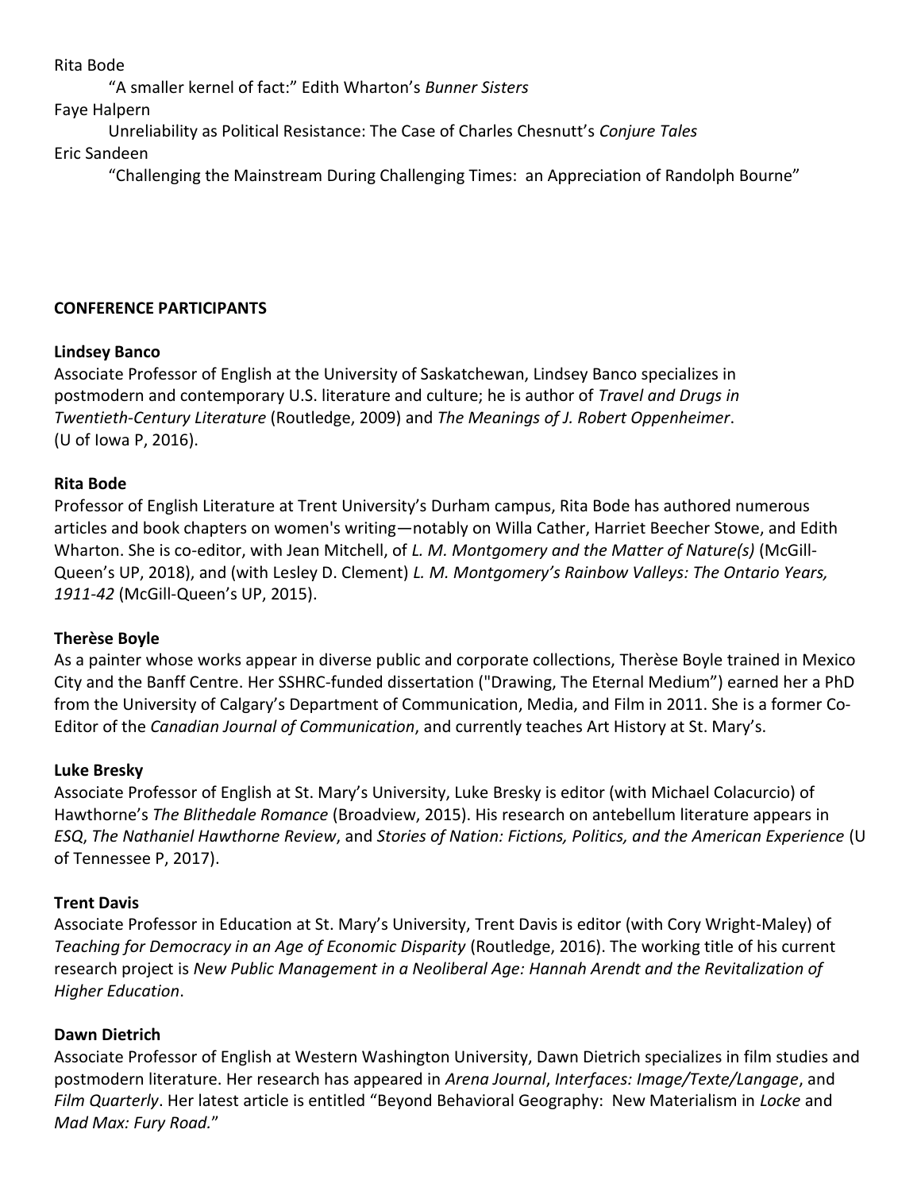Rita Bode

“A smaller kernel of fact:” Edith Wharton’s *Bunner Sisters*

Faye Halpern

Unreliability as Political Resistance: The Case of Charles Chesnutt’s *Conjure Tales*

Eric Sandeen

“Challenging the Mainstream During Challenging Times: an Appreciation of Randolph Bourne”

**CONFERENCE PARTICIPANTS**

**Lindsey Banco**

Associate Professor of English at the University of Saskatchewan, Lindsey Banco specializes in postmodern and contemporary U.S. literature and culture; he is author of *Travel and Drugs in Twentieth-Century Literature* (Routledge, 2009) and *The Meanings of J. Robert Oppenheimer*. (U of Iowa P, 2016).

**Rita Bode**

Professor of English Literature at Trent University’s Durham campus, Rita Bode has authored numerous articles and book chapters on women's writing—notably on Willa Cather, Harriet Beecher Stowe, and Edith Wharton. She is co-editor, with Jean Mitchell, of *L. M. Montgomery and the Matter of Nature(s)* (McGill-Queen’s UP, 2018), and (with Lesley D. Clement) *L. M. Montgomery’s Rainbow Valleys: The Ontario Years, 1911-42* (McGill-Queen’s UP, 2015).

**Therèse Boyle**

As a painter whose works appear in diverse public and corporate collections, Therèse Boyle trained in Mexico City and the Banff Centre. Her SSHRC-funded dissertation ("Drawing, The Eternal Medium”) earned her a PhD from the University of Calgary’s Department of Communication, Media, and Film in 2011. She is a former Co-Editor of the *Canadian Journal of Communication*, and currently teaches Art History at St. Mary’s.

**Luke Bresky**

Associate Professor of English at St. Mary’s University, Luke Bresky is editor (with Michael Colacurcio) of Hawthorne’s *The Blithedale Romance* (Broadview, 2015). His research on antebellum literature appears in *ESQ*, *The Nathaniel Hawthorne Review*, and *Stories of Nation: Fictions, Politics, and the American Experience* (U of Tennessee P, 2017).

**Trent Davis**

Associate Professor in Education at St. Mary’s University, Trent Davis is editor (with Cory Wright-Maley) of *Teaching for Democracy in an Age of Economic Disparity* (Routledge, 2016). The working title of his current research project is *New Public Management in a Neoliberal Age: Hannah Arendt and the Revitalization of Higher Education*.

**Dawn Dietrich**

Associate Professor of English at Western Washington University, Dawn Dietrich specializes in film studies and postmodern literature. Her research has appeared in *Arena Journal*, *Interfaces: Image/Texte/Langage*, and *Film Quarterly*. Her latest article is entitled “Beyond Behavioral Geography: New Materialism in *Locke* and *Mad Max: Fury Road.*”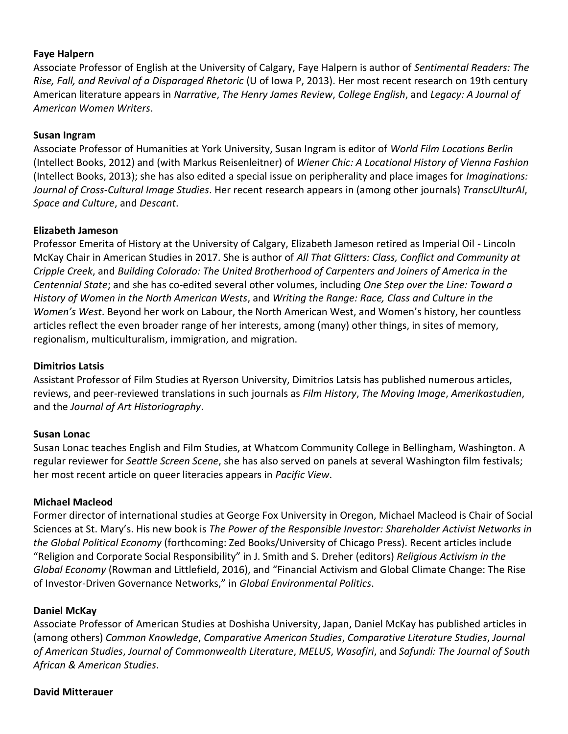**Faye Halpern**
Associate Professor of English at the University of Calgary, Faye Halpern is author of *Sentimental Readers: The Rise, Fall, and Revival of a Disparaged Rhetoric* (U of Iowa P, 2013). Her most recent research on 19th century American literature appears in *Narrative*, *The Henry James Review*, *College English*, and *Legacy: A Journal of American Women Writers*.

**Susan Ingram**
Associate Professor of Humanities at York University, Susan Ingram is editor of *World Film Locations Berlin* (Intellect Books, 2012) and (with Markus Reisenleitner) of *Wiener Chic: A Locational History of Vienna Fashion* (Intellect Books, 2013); she has also edited a special issue on peripherality and place images for *Imaginations: Journal of Cross-Cultural Image Studies*. Her recent research appears in (among other journals) *TranscUlturAl*, *Space and Culture*, and *Descant*.

**Elizabeth Jameson**
Professor Emerita of History at the University of Calgary, Elizabeth Jameson retired as Imperial Oil - Lincoln McKay Chair in American Studies in 2017. She is author of *All That Glitters: Class, Conflict and Community at Cripple Creek*, and *Building Colorado: The United Brotherhood of Carpenters and Joiners of America in the Centennial State*; and she has co-edited several other volumes, including *One Step over the Line: Toward a History of Women in the North American Wests*, and *Writing the Range: Race, Class and Culture in the Women's West*. Beyond her work on Labour, the North American West, and Women's history, her countless articles reflect the even broader range of her interests, among (many) other things, in sites of memory, regionalism, multiculturalism, immigration, and migration.

**Dimitrios Latsis**
Assistant Professor of Film Studies at Ryerson University, Dimitrios Latsis has published numerous articles, reviews, and peer-reviewed translations in such journals as *Film History*, *The Moving Image*, *Amerikastudien*, and the *Journal of Art Historiography*.

**Susan Lonac**
Susan Lonac teaches English and Film Studies, at Whatcom Community College in Bellingham, Washington. A regular reviewer for *Seattle Screen Scene*, she has also served on panels at several Washington film festivals; her most recent article on queer literacies appears in *Pacific View*.

**Michael Macleod**
Former director of international studies at George Fox University in Oregon, Michael Macleod is Chair of Social Sciences at St. Mary's. His new book is *The Power of the Responsible Investor: Shareholder Activist Networks in the Global Political Economy* (forthcoming: Zed Books/University of Chicago Press). Recent articles include "Religion and Corporate Social Responsibility" in J. Smith and S. Dreher (editors) *Religious Activism in the Global Economy* (Rowman and Littlefield, 2016), and "Financial Activism and Global Climate Change: The Rise of Investor-Driven Governance Networks," in *Global Environmental Politics*.

**Daniel McKay**
Associate Professor of American Studies at Doshisha University, Japan, Daniel McKay has published articles in (among others) *Common Knowledge*, *Comparative American Studies*, *Comparative Literature Studies*, *Journal of American Studies*, *Journal of Commonwealth Literature*, *MELUS*, *Wasafiri*, and *Safundi: The Journal of South African & American Studies*.

**David Mitterauer**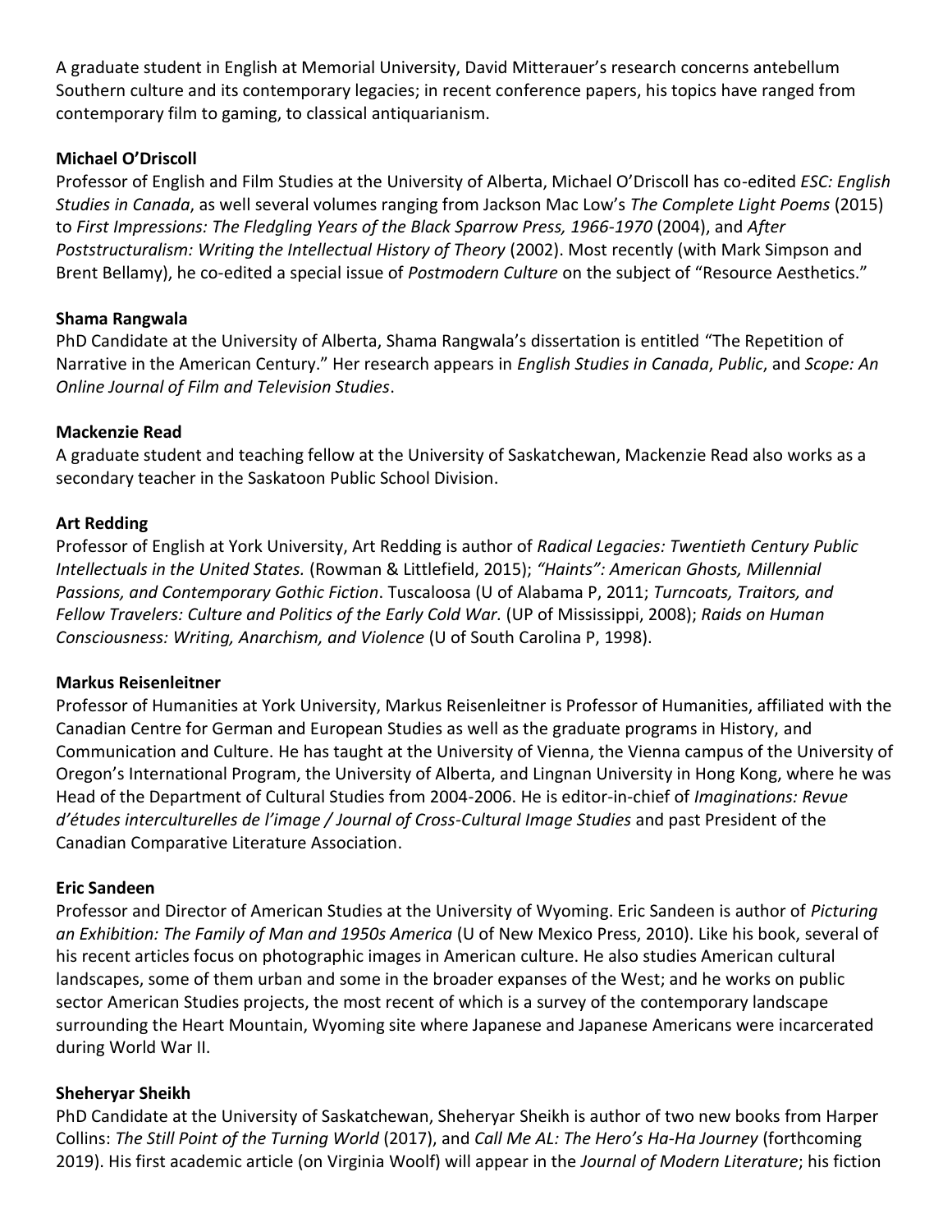A graduate student in English at Memorial University, David Mitterauer's research concerns antebellum Southern culture and its contemporary legacies; in recent conference papers, his topics have ranged from contemporary film to gaming, to classical antiquarianism.

**Michael O'Driscoll**
Professor of English and Film Studies at the University of Alberta, Michael O'Driscoll has co-edited *ESC: English Studies in Canada*, as well several volumes ranging from Jackson Mac Low's *The Complete Light Poems* (2015) to *First Impressions: The Fledgling Years of the Black Sparrow Press, 1966-1970* (2004), and *After Poststructuralism: Writing the Intellectual History of Theory* (2002). Most recently (with Mark Simpson and Brent Bellamy), he co-edited a special issue of *Postmodern Culture* on the subject of "Resource Aesthetics."

**Shama Rangwala**
PhD Candidate at the University of Alberta, Shama Rangwala's dissertation is entitled "The Repetition of Narrative in the American Century." Her research appears in *English Studies in Canada*, *Public*, and *Scope: An Online Journal of Film and Television Studies*.

**Mackenzie Read**
A graduate student and teaching fellow at the University of Saskatchewan, Mackenzie Read also works as a secondary teacher in the Saskatoon Public School Division.

**Art Redding**
Professor of English at York University, Art Redding is author of *Radical Legacies: Twentieth Century Public Intellectuals in the United States.* (Rowman & Littlefield, 2015); *"Haints": American Ghosts, Millennial Passions, and Contemporary Gothic Fiction*. Tuscaloosa (U of Alabama P, 2011; *Turncoats, Traitors, and Fellow Travelers: Culture and Politics of the Early Cold War.* (UP of Mississippi, 2008); *Raids on Human Consciousness: Writing, Anarchism, and Violence* (U of South Carolina P, 1998).

**Markus Reisenleitner**
Professor of Humanities at York University, Markus Reisenleitner is Professor of Humanities, affiliated with the Canadian Centre for German and European Studies as well as the graduate programs in History, and Communication and Culture. He has taught at the University of Vienna, the Vienna campus of the University of Oregon's International Program, the University of Alberta, and Lingnan University in Hong Kong, where he was Head of the Department of Cultural Studies from 2004-2006. He is editor-in-chief of *Imaginations: Revue d'études interculturelles de l'image / Journal of Cross-Cultural Image Studies* and past President of the Canadian Comparative Literature Association.

**Eric Sandeen**
Professor and Director of American Studies at the University of Wyoming. Eric Sandeen is author of *Picturing an Exhibition: The Family of Man and 1950s America* (U of New Mexico Press, 2010). Like his book, several of his recent articles focus on photographic images in American culture. He also studies American cultural landscapes, some of them urban and some in the broader expanses of the West; and he works on public sector American Studies projects, the most recent of which is a survey of the contemporary landscape surrounding the Heart Mountain, Wyoming site where Japanese and Japanese Americans were incarcerated during World War II.

**Sheheryar Sheikh**
PhD Candidate at the University of Saskatchewan, Sheheryar Sheikh is author of two new books from Harper Collins: *The Still Point of the Turning World* (2017), and *Call Me AL: The Hero's Ha-Ha Journey* (forthcoming 2019). His first academic article (on Virginia Woolf) will appear in the *Journal of Modern Literature*; his fiction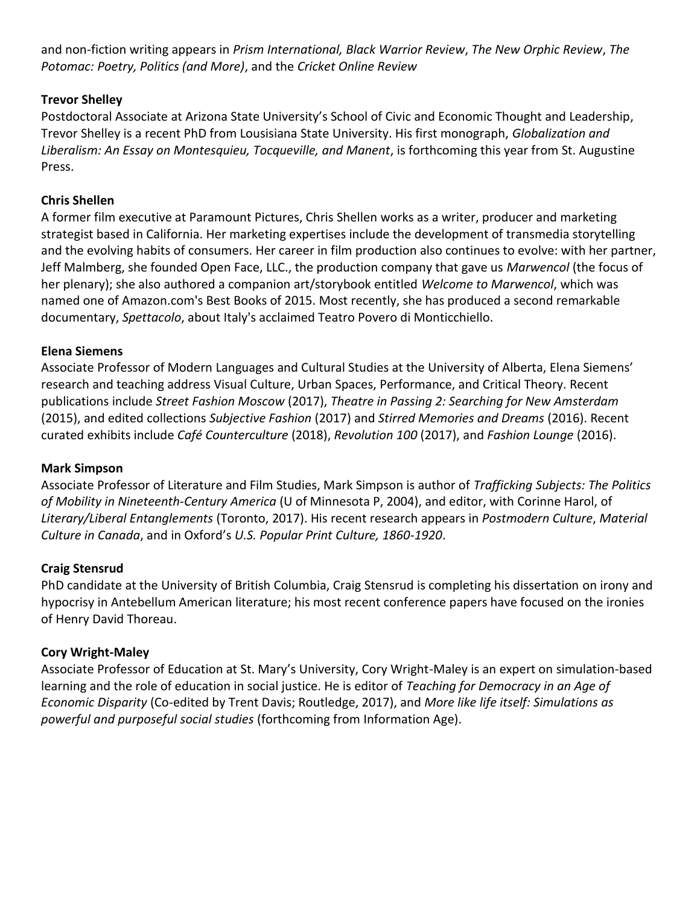and non-fiction writing appears in *Prism International, Black Warrior Review*, *The New Orphic Review*, *The Potomac: Poetry, Politics (and More)*, and the *Cricket Online Review*

**Trevor Shelley**
Postdoctoral Associate at Arizona State University's School of Civic and Economic Thought and Leadership, Trevor Shelley is a recent PhD from Lousisiana State University. His first monograph, *Globalization and Liberalism: An Essay on Montesquieu, Tocqueville, and Manent*, is forthcoming this year from St. Augustine Press.

**Chris Shellen**
A former film executive at Paramount Pictures, Chris Shellen works as a writer, producer and marketing strategist based in California. Her marketing expertises include the development of transmedia storytelling and the evolving habits of consumers. Her career in film production also continues to evolve: with her partner, Jeff Malmberg, she founded Open Face, LLC., the production company that gave us *Marwencol* (the focus of her plenary); she also authored a companion art/storybook entitled *Welcome to Marwencol*, which was named one of Amazon.com's Best Books of 2015. Most recently, she has produced a second remarkable documentary, *Spettacolo*, about Italy's acclaimed Teatro Povero di Monticchiello.

**Elena Siemens**
Associate Professor of Modern Languages and Cultural Studies at the University of Alberta, Elena Siemens' research and teaching address Visual Culture, Urban Spaces, Performance, and Critical Theory. Recent publications include *Street Fashion Moscow* (2017), *Theatre in Passing 2: Searching for New Amsterdam* (2015), and edited collections *Subjective Fashion* (2017) and *Stirred Memories and Dreams* (2016). Recent curated exhibits include *Café Counterculture* (2018), *Revolution 100* (2017), and *Fashion Lounge* (2016).

**Mark Simpson**
Associate Professor of Literature and Film Studies, Mark Simpson is author of *Trafficking Subjects: The Politics of Mobility in Nineteenth-Century America* (U of Minnesota P, 2004), and editor, with Corinne Harol, of *Literary/Liberal Entanglements* (Toronto, 2017). His recent research appears in *Postmodern Culture*, *Material Culture in Canada*, and in Oxford's *U.S. Popular Print Culture, 1860-1920*.

**Craig Stensrud**
PhD candidate at the University of British Columbia, Craig Stensrud is completing his dissertation on irony and hypocrisy in Antebellum American literature; his most recent conference papers have focused on the ironies of Henry David Thoreau.

**Cory Wright-Maley**
Associate Professor of Education at St. Mary's University, Cory Wright-Maley is an expert on simulation-based learning and the role of education in social justice. He is editor of *Teaching for Democracy in an Age of Economic Disparity* (Co-edited by Trent Davis; Routledge, 2017), and *More like life itself: Simulations as powerful and purposeful social studies* (forthcoming from Information Age).